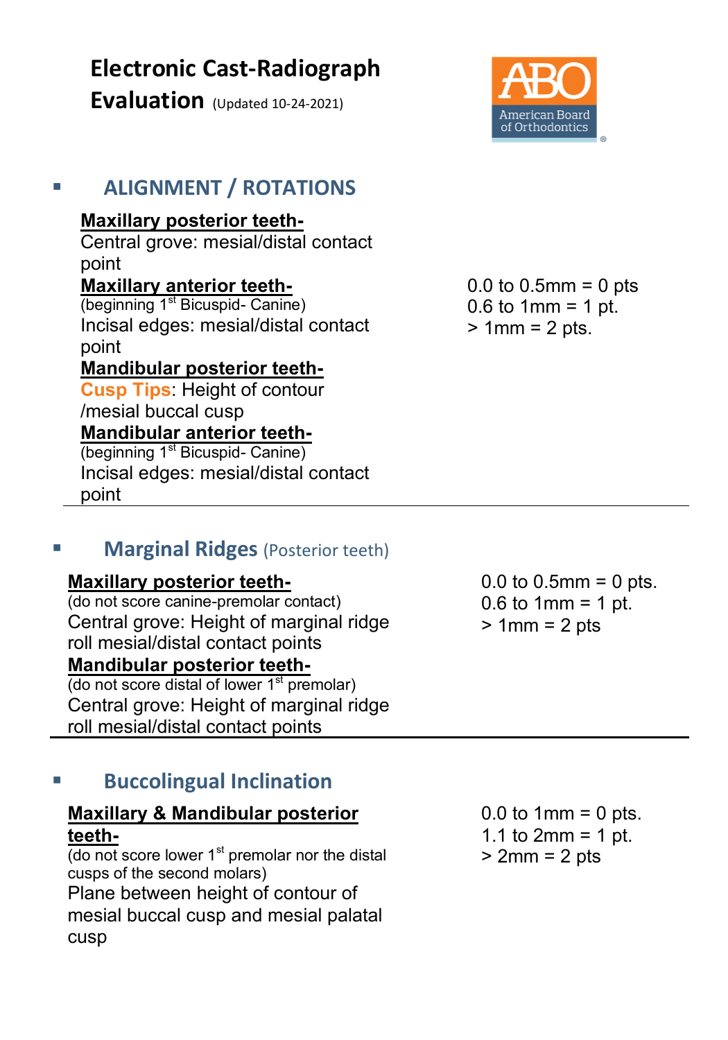# Electronic Cast-Radiograph Evaluation (Updated 10-24-2021)

American Board of Orthodontics

## ▪ ALIGNMENT / ROTATIONS

**Maxillary posterior teeth-**
Central grove: mesial/distal contact point

**Maxillary anterior teeth-**
(beginning 1st Bicuspid- Canine)
Incisal edges: mesial/distal contact point

**Mandibular posterior teeth-**
**Cusp Tips**: Height of contour /mesial buccal cusp

**Mandibular anterior teeth-**
(beginning 1st Bicuspid- Canine)
Incisal edges: mesial/distal contact point

0.0 to 0.5mm = 0 pts
0.6 to 1mm = 1 pt.
> 1mm = 2 pts.

---

## ▪ Marginal Ridges (Posterior teeth)

**Maxillary posterior teeth-**
(do not score canine-premolar contact)
Central grove: Height of marginal ridge roll mesial/distal contact points

**Mandibular posterior teeth-**
(do not score distal of lower 1st premolar)
Central grove: Height of marginal ridge roll mesial/distal contact points

0.0 to 0.5mm = 0 pts.
0.6 to 1mm = 1 pt.
> 1mm = 2 pts

---

## ▪ Buccolingual Inclination

**Maxillary & Mandibular posterior teeth-**
(do not score lower 1st premolar nor the distal cusps of the second molars)
Plane between height of contour of mesial buccal cusp and mesial palatal cusp

0.0 to 1mm = 0 pts.
1.1 to 2mm = 1 pt.
> 2mm = 2 pts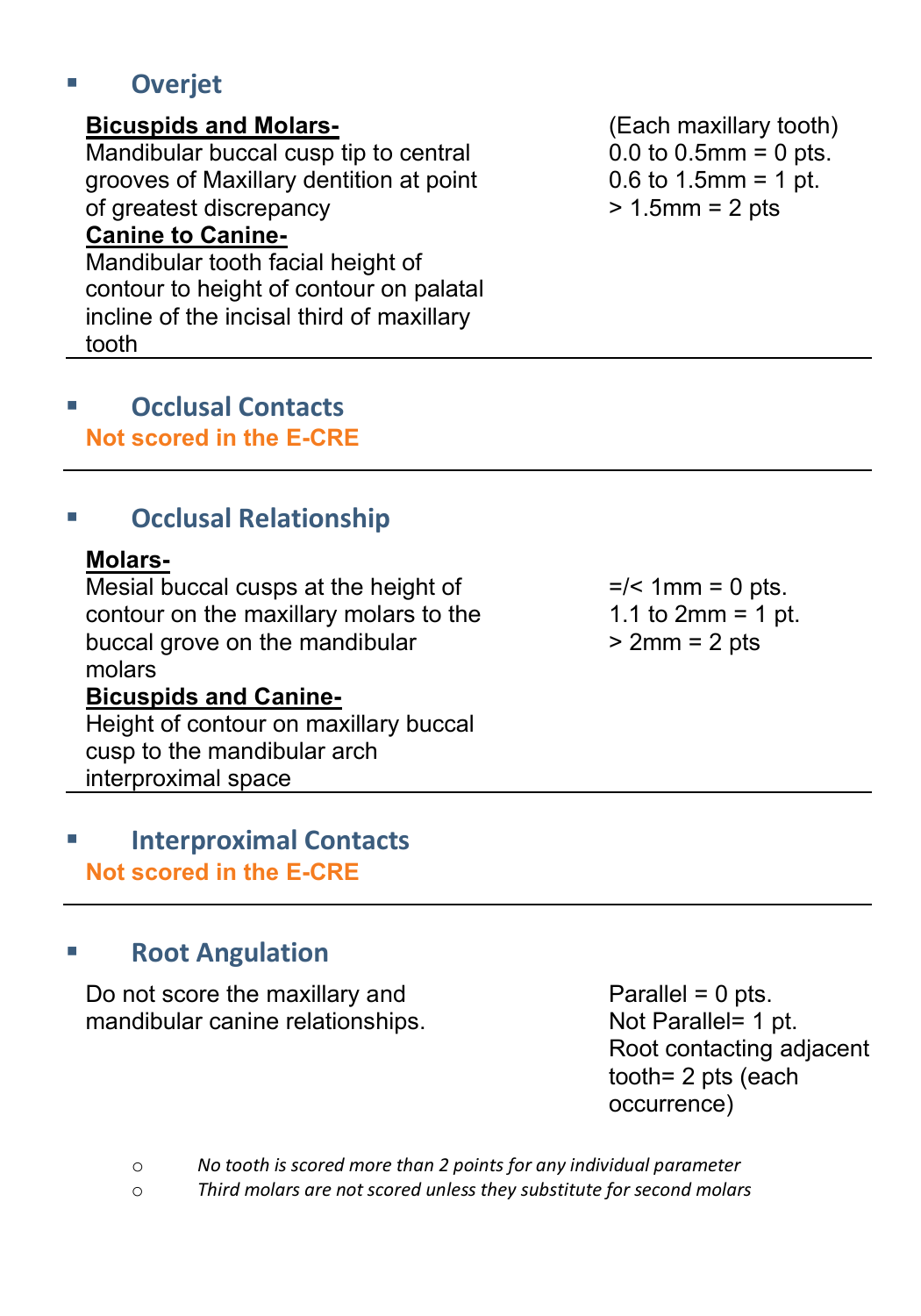## Overjet

**Bicuspids and Molars-**
Mandibular buccal cusp tip to central grooves of Maxillary dentition at point of greatest discrepancy

**Canine to Canine-**
Mandibular tooth facial height of contour to height of contour on palatal incline of the incisal third of maxillary tooth

(Each maxillary tooth)
0.0 to 0.5mm = 0 pts.
0.6 to 1.5mm = 1 pt.
> 1.5mm = 2 pts

---

## Occlusal Contacts

**Not scored in the E-CRE**

---

## Occlusal Relationship

**Molars-**
Mesial buccal cusps at the height of contour on the maxillary molars to the buccal grove on the mandibular molars

**Bicuspids and Canine-**
Height of contour on maxillary buccal cusp to the mandibular arch interproximal space

=/< 1mm = 0 pts.
1.1 to 2mm = 1 pt.
> 2mm = 2 pts

---

## Interproximal Contacts

**Not scored in the E-CRE**

---

## Root Angulation

Do not score the maxillary and mandibular canine relationships.

Parallel = 0 pts.
Not Parallel= 1 pt.
Root contacting adjacent tooth= 2 pts (each occurrence)

- *No tooth is scored more than 2 points for any individual parameter*
- *Third molars are not scored unless they substitute for second molars*